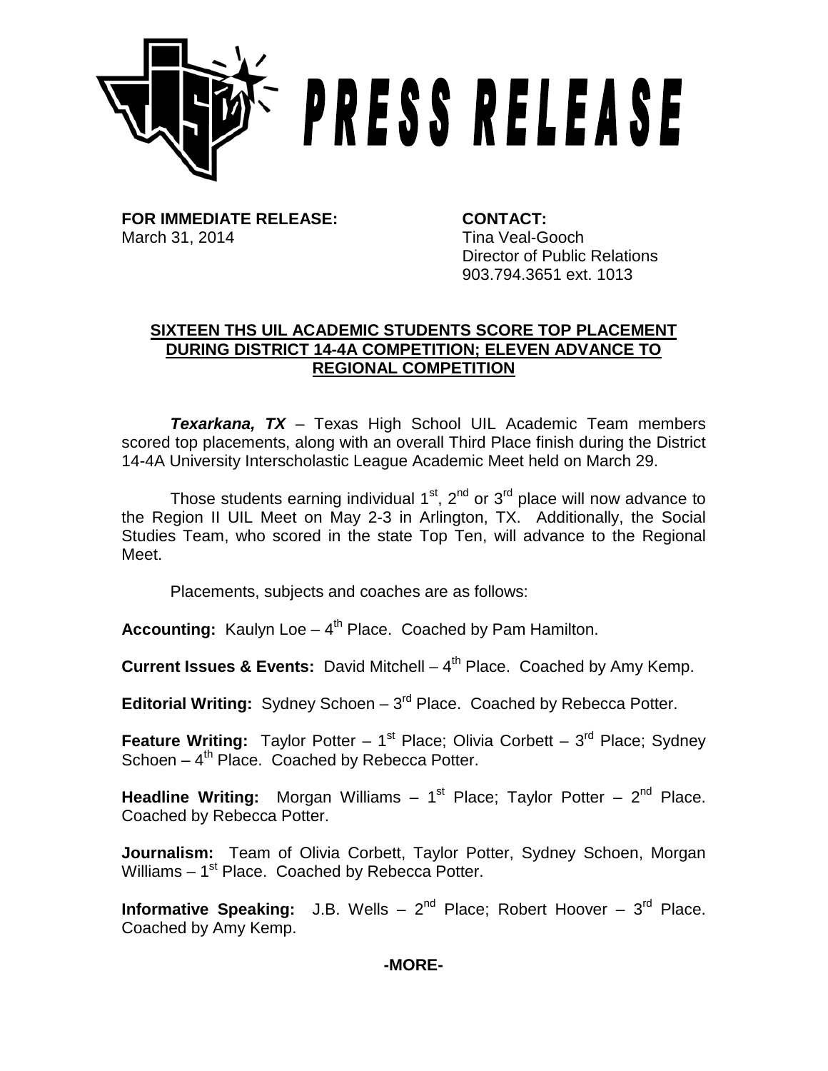# PRESS RELEASE

**FOR IMMEDIATE RELEASE:**
March 31, 2014

**CONTACT:**
Tina Veal-Gooch
Director of Public Relations
903.794.3651 ext. 1013

**SIXTEEN THS UIL ACADEMIC STUDENTS SCORE TOP PLACEMENT DURING DISTRICT 14-4A COMPETITION; ELEVEN ADVANCE TO REGIONAL COMPETITION**

***Texarkana, TX*** – Texas High School UIL Academic Team members scored top placements, along with an overall Third Place finish during the District 14-4A University Interscholastic League Academic Meet held on March 29.

Those students earning individual 1st, 2nd or 3rd place will now advance to the Region II UIL Meet on May 2-3 in Arlington, TX. Additionally, the Social Studies Team, who scored in the state Top Ten, will advance to the Regional Meet.

Placements, subjects and coaches are as follows:

**Accounting:** Kaulyn Loe – 4th Place. Coached by Pam Hamilton.

**Current Issues & Events:** David Mitchell – 4th Place. Coached by Amy Kemp.

**Editorial Writing:** Sydney Schoen – 3rd Place. Coached by Rebecca Potter.

**Feature Writing:** Taylor Potter – 1st Place; Olivia Corbett – 3rd Place; Sydney Schoen – 4th Place. Coached by Rebecca Potter.

**Headline Writing:** Morgan Williams – 1st Place; Taylor Potter – 2nd Place. Coached by Rebecca Potter.

**Journalism:** Team of Olivia Corbett, Taylor Potter, Sydney Schoen, Morgan Williams – 1st Place. Coached by Rebecca Potter.

**Informative Speaking:** J.B. Wells – 2nd Place; Robert Hoover – 3rd Place. Coached by Amy Kemp.

**-MORE-**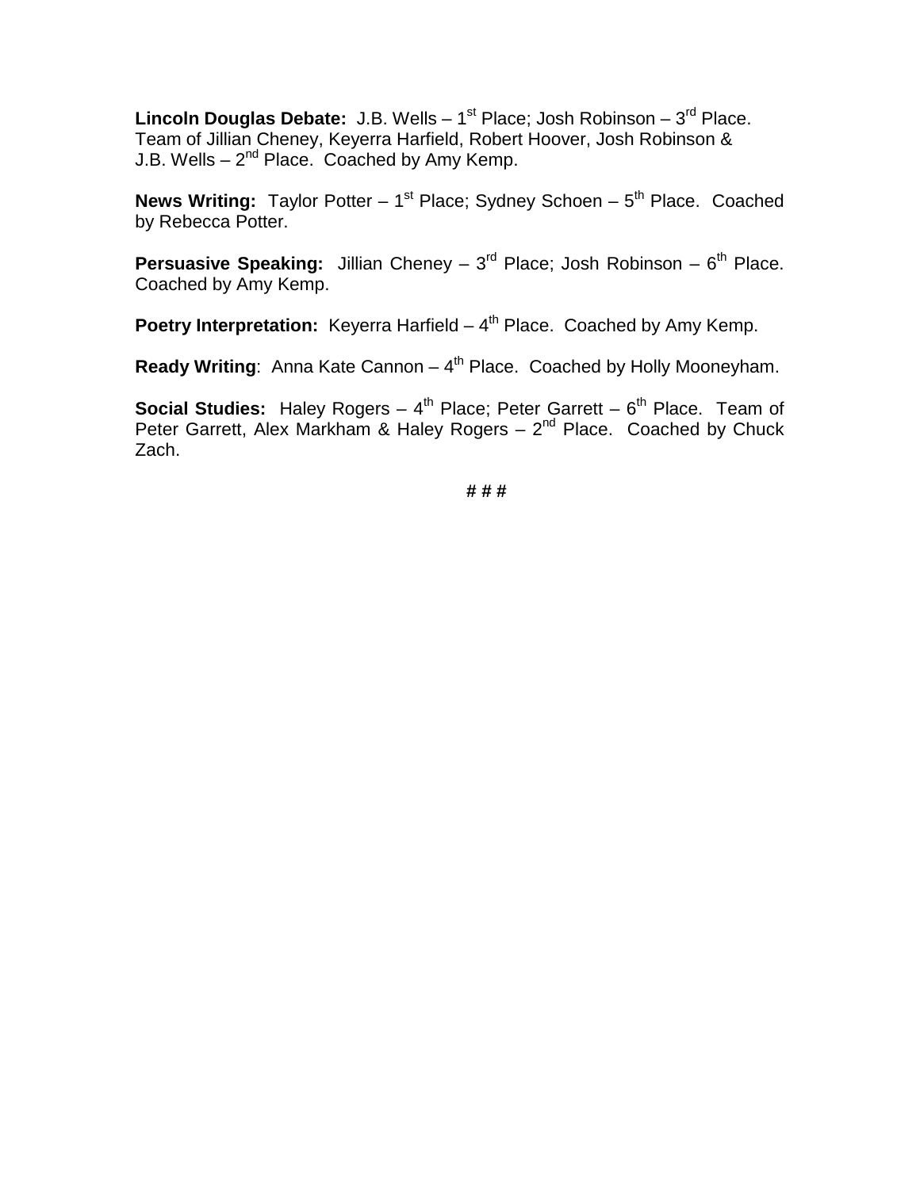**Lincoln Douglas Debate:** J.B. Wells – 1st Place; Josh Robinson – 3rd Place. Team of Jillian Cheney, Keyerra Harfield, Robert Hoover, Josh Robinson & J.B. Wells – 2nd Place. Coached by Amy Kemp.

**News Writing:** Taylor Potter – 1st Place; Sydney Schoen – 5th Place. Coached by Rebecca Potter.

**Persuasive Speaking:** Jillian Cheney – 3rd Place; Josh Robinson – 6th Place. Coached by Amy Kemp.

**Poetry Interpretation:** Keyerra Harfield – 4th Place. Coached by Amy Kemp.

**Ready Writing**: Anna Kate Cannon – 4th Place. Coached by Holly Mooneyham.

**Social Studies:** Haley Rogers – 4th Place; Peter Garrett – 6th Place. Team of Peter Garrett, Alex Markham & Haley Rogers – 2nd Place. Coached by Chuck Zach.

# # #